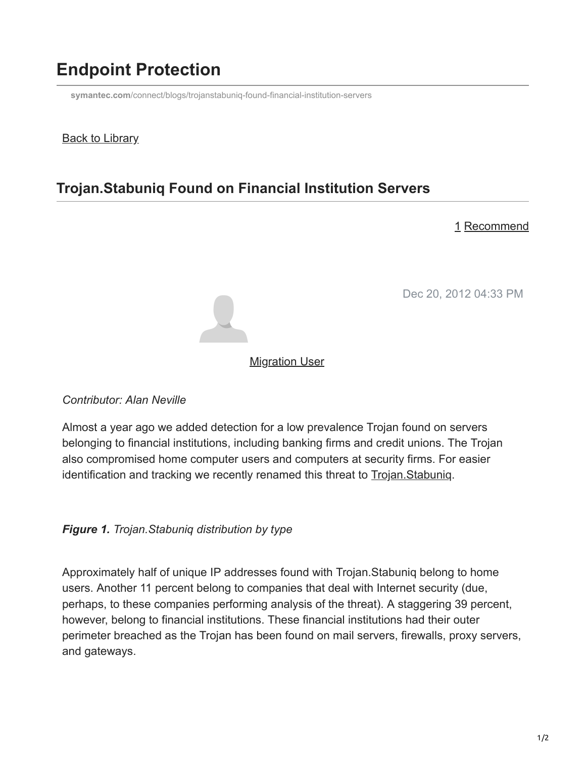# Endpoint Protection

symantec.com/connect/blogs/trojanstabuniq-found-financial-institution-servers

Back to Library

## Trojan.Stabuniq Found on Financial Institution Servers

1 Recommend

Dec 20, 2012 04:33 PM

Migration User

*Contributor: Alan Neville*

Almost a year ago we added detection for a low prevalence Trojan found on servers belonging to financial institutions, including banking firms and credit unions. The Trojan also compromised home computer users and computers at security firms. For easier identification and tracking we recently renamed this threat to Trojan.Stabuniq.

***Figure 1.*** *Trojan.Stabuniq distribution by type*

Approximately half of unique IP addresses found with Trojan.Stabuniq belong to home users. Another 11 percent belong to companies that deal with Internet security (due, perhaps, to these companies performing analysis of the threat). A staggering 39 percent, however, belong to financial institutions. These financial institutions had their outer perimeter breached as the Trojan has been found on mail servers, firewalls, proxy servers, and gateways.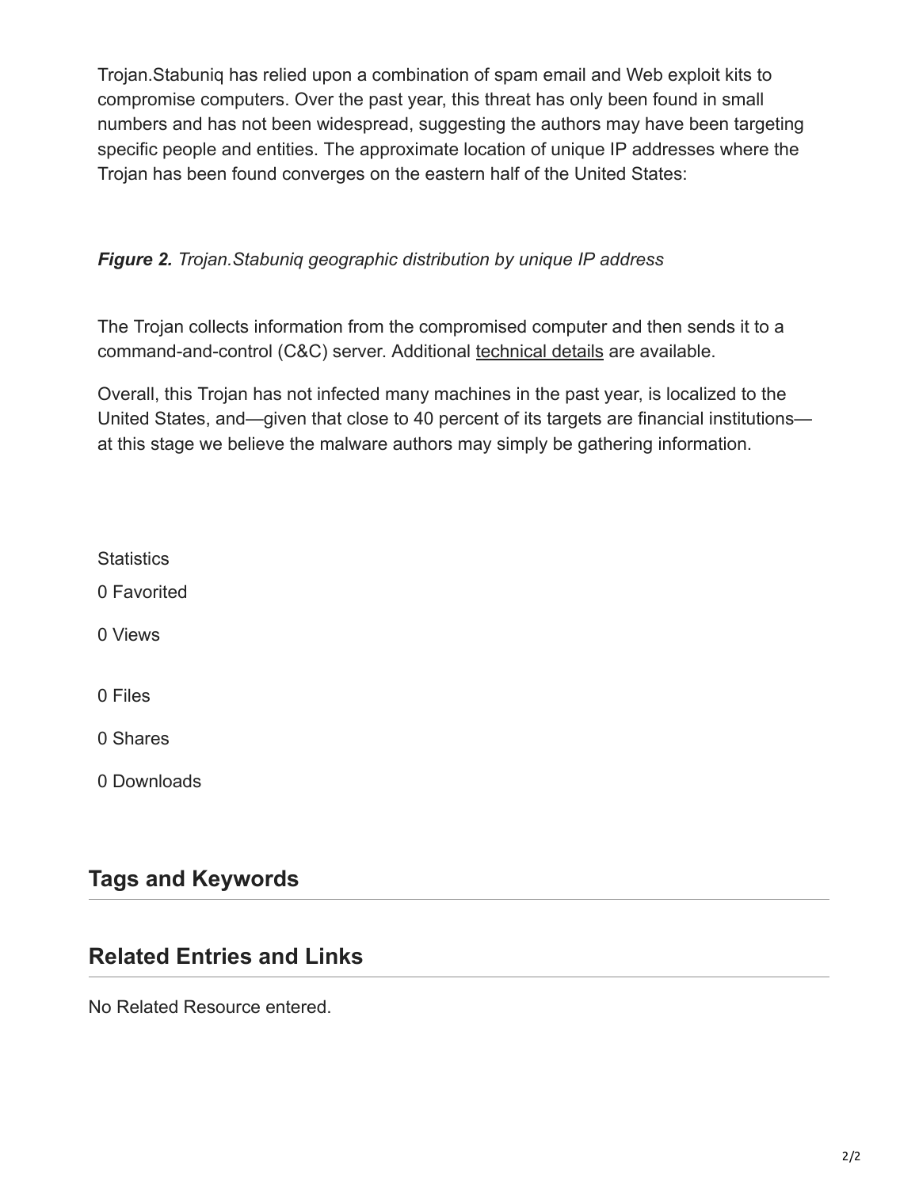Trojan.Stabuniq has relied upon a combination of spam email and Web exploit kits to compromise computers. Over the past year, this threat has only been found in small numbers and has not been widespread, suggesting the authors may have been targeting specific people and entities. The approximate location of unique IP addresses where the Trojan has been found converges on the eastern half of the United States:

***Figure 2.*** *Trojan.Stabuniq geographic distribution by unique IP address*

The Trojan collects information from the compromised computer and then sends it to a command-and-control (C&C) server. Additional technical details are available.

Overall, this Trojan has not infected many machines in the past year, is localized to the United States, and—given that close to 40 percent of its targets are financial institutions—at this stage we believe the malware authors may simply be gathering information.

Statistics

0 Favorited

0 Views

0 Files

0 Shares

0 Downloads

## Tags and Keywords

## Related Entries and Links

No Related Resource entered.